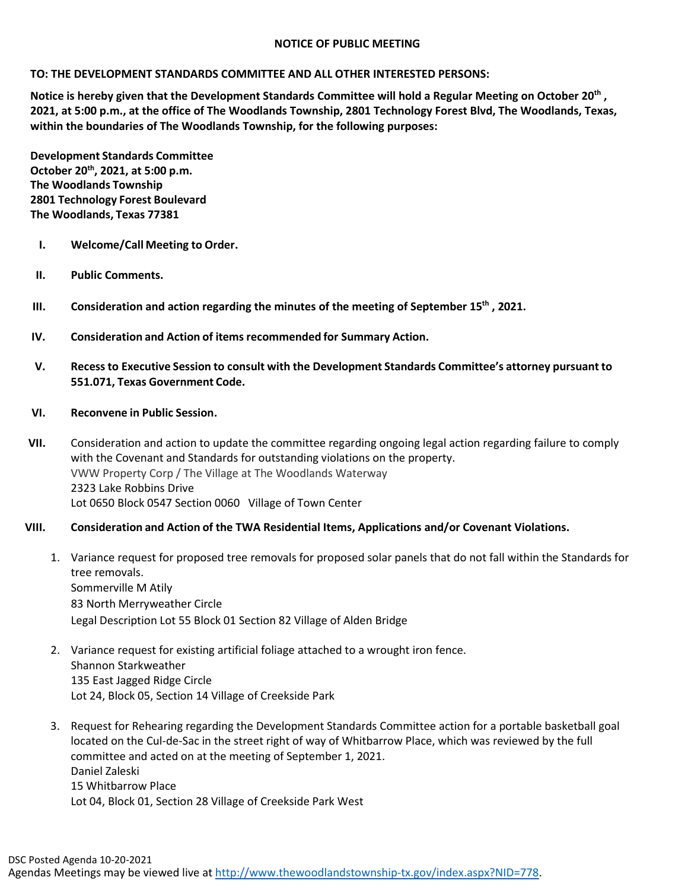# NOTICE OF PUBLIC MEETING

**TO: THE DEVELOPMENT STANDARDS COMMITTEE AND ALL OTHER INTERESTED PERSONS:**

**Notice is hereby given that the Development Standards Committee will hold a Regular Meeting on October 20th , 2021, at 5:00 p.m., at the office of The Woodlands Township, 2801 Technology Forest Blvd, The Woodlands, Texas, within the boundaries of The Woodlands Township, for the following purposes:**

**Development Standards Committee**
**October 20th, 2021, at 5:00 p.m.**
**The Woodlands Township**
**2801 Technology Forest Boulevard**
**The Woodlands, Texas 77381**

I. **Welcome/Call Meeting to Order.**

II. **Public Comments.**

III. **Consideration and action regarding the minutes of the meeting of September 15th , 2021.**

IV. **Consideration and Action of items recommended for Summary Action.**

V. **Recess to Executive Session to consult with the Development Standards Committee's attorney pursuant to 551.071, Texas Government Code.**

VI. **Reconvene in Public Session.**

VII. Consideration and action to update the committee regarding ongoing legal action regarding failure to comply with the Covenant and Standards for outstanding violations on the property.
VWW Property Corp / The Village at The Woodlands Waterway
2323 Lake Robbins Drive
Lot 0650 Block 0547 Section 0060 Village of Town Center

VIII. **Consideration and Action of the TWA Residential Items, Applications and/or Covenant Violations.**

1. Variance request for proposed tree removals for proposed solar panels that do not fall within the Standards for tree removals.
   Sommerville M Atily
   83 North Merryweather Circle
   Legal Description Lot 55 Block 01 Section 82 Village of Alden Bridge

2. Variance request for existing artificial foliage attached to a wrought iron fence.
   Shannon Starkweather
   135 East Jagged Ridge Circle
   Lot 24, Block 05, Section 14 Village of Creekside Park

3. Request for Rehearing regarding the Development Standards Committee action for a portable basketball goal located on the Cul-de-Sac in the street right of way of Whitbarrow Place, which was reviewed by the full committee and acted on at the meeting of September 1, 2021.
   Daniel Zaleski
   15 Whitbarrow Place
   Lot 04, Block 01, Section 28 Village of Creekside Park West

DSC Posted Agenda 10-20-2021
Agendas Meetings may be viewed live at http://www.thewoodlandstownship-tx.gov/index.aspx?NID=778.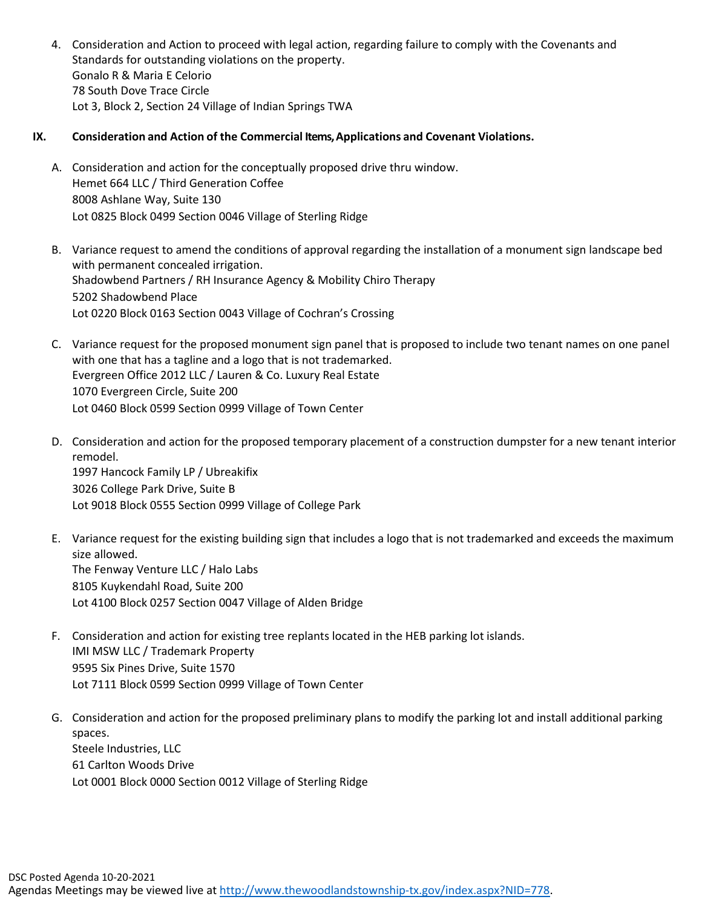4. Consideration and Action to proceed with legal action, regarding failure to comply with the Covenants and Standards for outstanding violations on the property.
   Gonalo R & Maria E Celorio
   78 South Dove Trace Circle
   Lot 3, Block 2, Section 24 Village of Indian Springs TWA

## IX. Consideration and Action of the Commercial Items, Applications and Covenant Violations.

A. Consideration and action for the conceptually proposed drive thru window.
   Hemet 664 LLC / Third Generation Coffee
   8008 Ashlane Way, Suite 130
   Lot 0825 Block 0499 Section 0046 Village of Sterling Ridge

B. Variance request to amend the conditions of approval regarding the installation of a monument sign landscape bed with permanent concealed irrigation.
   Shadowbend Partners / RH Insurance Agency & Mobility Chiro Therapy
   5202 Shadowbend Place
   Lot 0220 Block 0163 Section 0043 Village of Cochran's Crossing

C. Variance request for the proposed monument sign panel that is proposed to include two tenant names on one panel with one that has a tagline and a logo that is not trademarked.
   Evergreen Office 2012 LLC / Lauren & Co. Luxury Real Estate
   1070 Evergreen Circle, Suite 200
   Lot 0460 Block 0599 Section 0999 Village of Town Center

D. Consideration and action for the proposed temporary placement of a construction dumpster for a new tenant interior remodel.
   1997 Hancock Family LP / Ubreakifix
   3026 College Park Drive, Suite B
   Lot 9018 Block 0555 Section 0999 Village of College Park

E. Variance request for the existing building sign that includes a logo that is not trademarked and exceeds the maximum size allowed.
   The Fenway Venture LLC / Halo Labs
   8105 Kuykendahl Road, Suite 200
   Lot 4100 Block 0257 Section 0047 Village of Alden Bridge

F. Consideration and action for existing tree replants located in the HEB parking lot islands.
   IMI MSW LLC / Trademark Property
   9595 Six Pines Drive, Suite 1570
   Lot 7111 Block 0599 Section 0999 Village of Town Center

G. Consideration and action for the proposed preliminary plans to modify the parking lot and install additional parking spaces.
   Steele Industries, LLC
   61 Carlton Woods Drive
   Lot 0001 Block 0000 Section 0012 Village of Sterling Ridge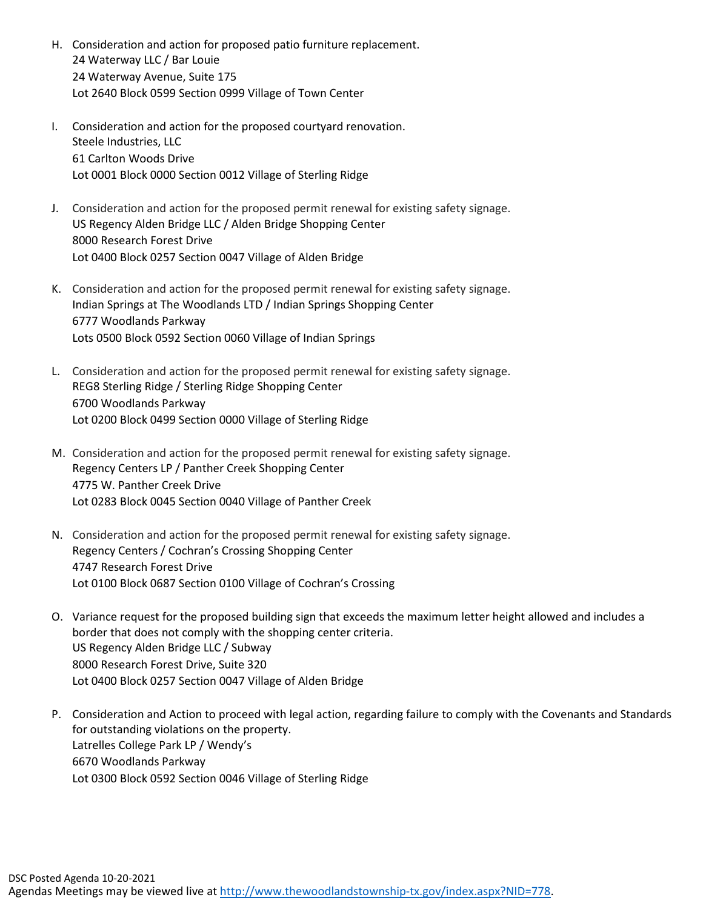H. Consideration and action for proposed patio furniture replacement.
   24 Waterway LLC / Bar Louie
   24 Waterway Avenue, Suite 175
   Lot 2640 Block 0599 Section 0999 Village of Town Center

I. Consideration and action for the proposed courtyard renovation.
   Steele Industries, LLC
   61 Carlton Woods Drive
   Lot 0001 Block 0000 Section 0012 Village of Sterling Ridge

J. Consideration and action for the proposed permit renewal for existing safety signage.
   US Regency Alden Bridge LLC / Alden Bridge Shopping Center
   8000 Research Forest Drive
   Lot 0400 Block 0257 Section 0047 Village of Alden Bridge

K. Consideration and action for the proposed permit renewal for existing safety signage.
   Indian Springs at The Woodlands LTD / Indian Springs Shopping Center
   6777 Woodlands Parkway
   Lots 0500 Block 0592 Section 0060 Village of Indian Springs

L. Consideration and action for the proposed permit renewal for existing safety signage.
   REG8 Sterling Ridge / Sterling Ridge Shopping Center
   6700 Woodlands Parkway
   Lot 0200 Block 0499 Section 0000 Village of Sterling Ridge

M. Consideration and action for the proposed permit renewal for existing safety signage.
   Regency Centers LP / Panther Creek Shopping Center
   4775 W. Panther Creek Drive
   Lot 0283 Block 0045 Section 0040 Village of Panther Creek

N. Consideration and action for the proposed permit renewal for existing safety signage.
   Regency Centers / Cochran's Crossing Shopping Center
   4747 Research Forest Drive
   Lot 0100 Block 0687 Section 0100 Village of Cochran's Crossing

O. Variance request for the proposed building sign that exceeds the maximum letter height allowed and includes a border that does not comply with the shopping center criteria.
   US Regency Alden Bridge LLC / Subway
   8000 Research Forest Drive, Suite 320
   Lot 0400 Block 0257 Section 0047 Village of Alden Bridge

P. Consideration and Action to proceed with legal action, regarding failure to comply with the Covenants and Standards for outstanding violations on the property.
   Latrelles College Park LP / Wendy's
   6670 Woodlands Parkway
   Lot 0300 Block 0592 Section 0046 Village of Sterling Ridge

DSC Posted Agenda 10-20-2021
Agendas Meetings may be viewed live at http://www.thewoodlandstownship-tx.gov/index.aspx?NID=778.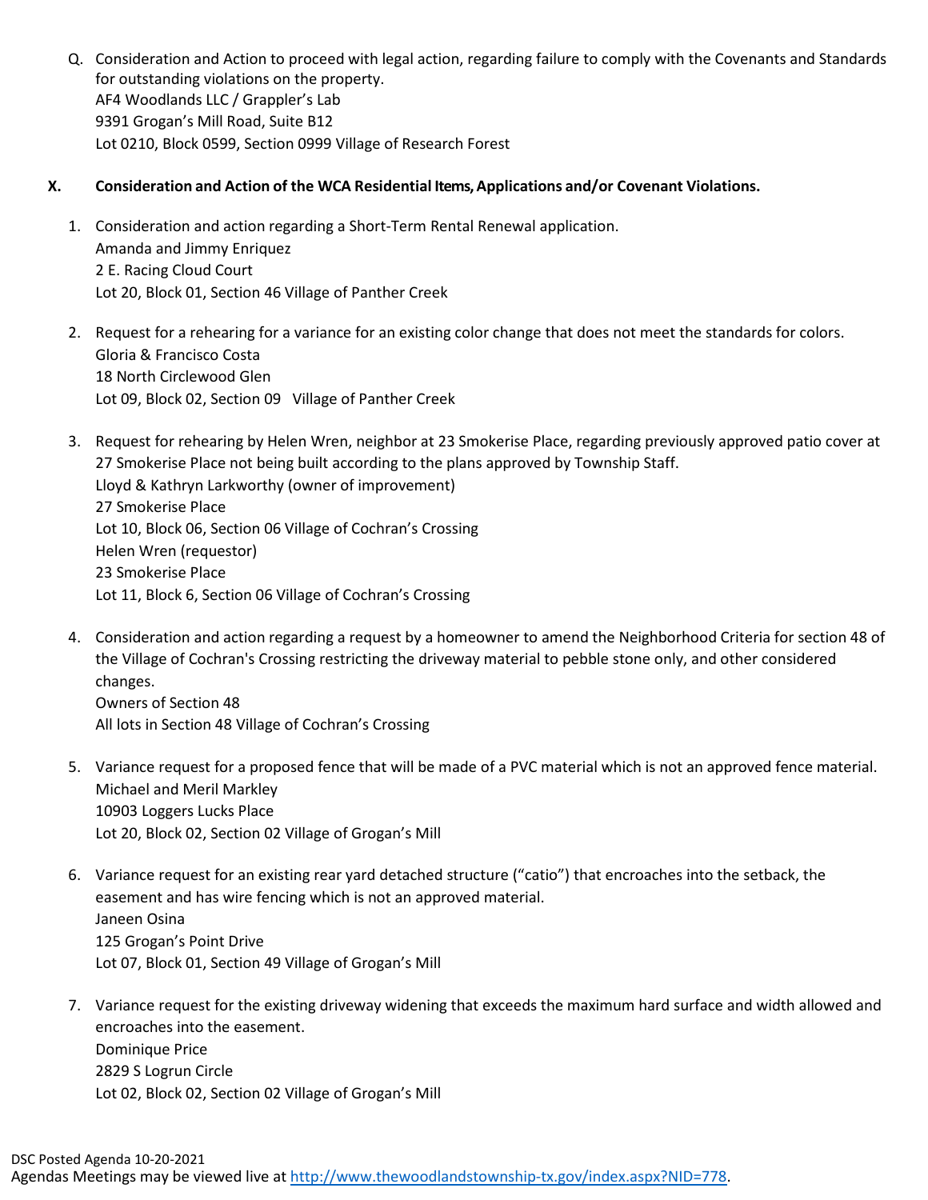Q. Consideration and Action to proceed with legal action, regarding failure to comply with the Covenants and Standards for outstanding violations on the property.
AF4 Woodlands LLC / Grappler's Lab
9391 Grogan's Mill Road, Suite B12
Lot 0210, Block 0599, Section 0999 Village of Research Forest

**X. Consideration and Action of the WCA Residential Items, Applications and/or Covenant Violations.**

1. Consideration and action regarding a Short-Term Rental Renewal application.
   Amanda and Jimmy Enriquez
   2 E. Racing Cloud Court
   Lot 20, Block 01, Section 46 Village of Panther Creek

2. Request for a rehearing for a variance for an existing color change that does not meet the standards for colors.
   Gloria & Francisco Costa
   18 North Circlewood Glen
   Lot 09, Block 02, Section 09 Village of Panther Creek

3. Request for rehearing by Helen Wren, neighbor at 23 Smokerise Place, regarding previously approved patio cover at 27 Smokerise Place not being built according to the plans approved by Township Staff.
   Lloyd & Kathryn Larkworthy (owner of improvement)
   27 Smokerise Place
   Lot 10, Block 06, Section 06 Village of Cochran's Crossing
   Helen Wren (requestor)
   23 Smokerise Place
   Lot 11, Block 6, Section 06 Village of Cochran's Crossing

4. Consideration and action regarding a request by a homeowner to amend the Neighborhood Criteria for section 48 of the Village of Cochran's Crossing restricting the driveway material to pebble stone only, and other considered changes.
   Owners of Section 48
   All lots in Section 48 Village of Cochran's Crossing

5. Variance request for a proposed fence that will be made of a PVC material which is not an approved fence material.
   Michael and Meril Markley
   10903 Loggers Lucks Place
   Lot 20, Block 02, Section 02 Village of Grogan's Mill

6. Variance request for an existing rear yard detached structure ("catio") that encroaches into the setback, the easement and has wire fencing which is not an approved material.
   Janeen Osina
   125 Grogan's Point Drive
   Lot 07, Block 01, Section 49 Village of Grogan's Mill

7. Variance request for the existing driveway widening that exceeds the maximum hard surface and width allowed and encroaches into the easement.
   Dominique Price
   2829 S Logrun Circle
   Lot 02, Block 02, Section 02 Village of Grogan's Mill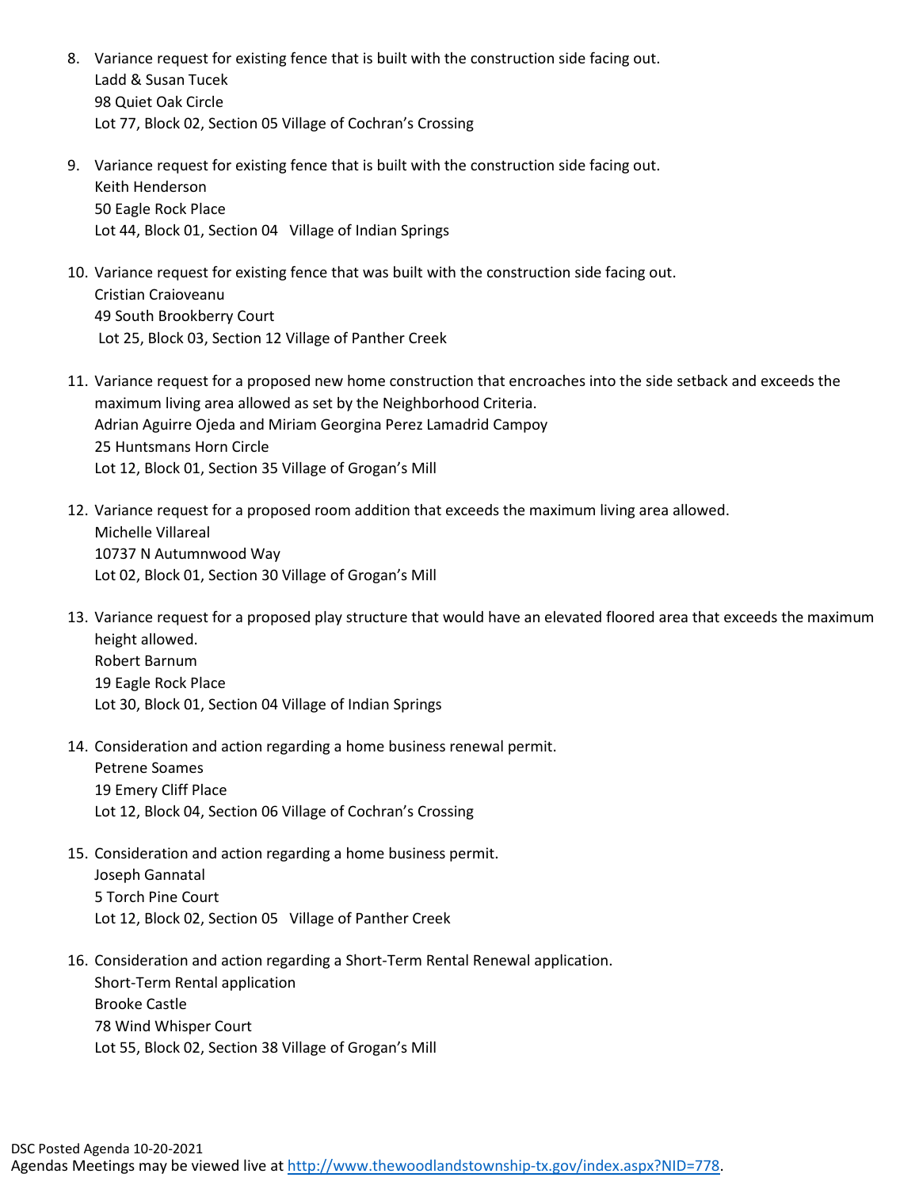8. Variance request for existing fence that is built with the construction side facing out.
   Ladd & Susan Tucek
   98 Quiet Oak Circle
   Lot 77, Block 02, Section 05 Village of Cochran's Crossing

9. Variance request for existing fence that is built with the construction side facing out.
   Keith Henderson
   50 Eagle Rock Place
   Lot 44, Block 01, Section 04 Village of Indian Springs

10. Variance request for existing fence that was built with the construction side facing out.
    Cristian Craioveanu
    49 South Brookberry Court
    Lot 25, Block 03, Section 12 Village of Panther Creek

11. Variance request for a proposed new home construction that encroaches into the side setback and exceeds the maximum living area allowed as set by the Neighborhood Criteria.
    Adrian Aguirre Ojeda and Miriam Georgina Perez Lamadrid Campoy
    25 Huntsmans Horn Circle
    Lot 12, Block 01, Section 35 Village of Grogan's Mill

12. Variance request for a proposed room addition that exceeds the maximum living area allowed.
    Michelle Villareal
    10737 N Autumnwood Way
    Lot 02, Block 01, Section 30 Village of Grogan's Mill

13. Variance request for a proposed play structure that would have an elevated floored area that exceeds the maximum height allowed.
    Robert Barnum
    19 Eagle Rock Place
    Lot 30, Block 01, Section 04 Village of Indian Springs

14. Consideration and action regarding a home business renewal permit.
    Petrene Soames
    19 Emery Cliff Place
    Lot 12, Block 04, Section 06 Village of Cochran's Crossing

15. Consideration and action regarding a home business permit.
    Joseph Gannatal
    5 Torch Pine Court
    Lot 12, Block 02, Section 05 Village of Panther Creek

16. Consideration and action regarding a Short-Term Rental Renewal application.
    Short-Term Rental application
    Brooke Castle
    78 Wind Whisper Court
    Lot 55, Block 02, Section 38 Village of Grogan's Mill

DSC Posted Agenda 10-20-2021
Agendas Meetings may be viewed live at http://www.thewoodlandstownship-tx.gov/index.aspx?NID=778.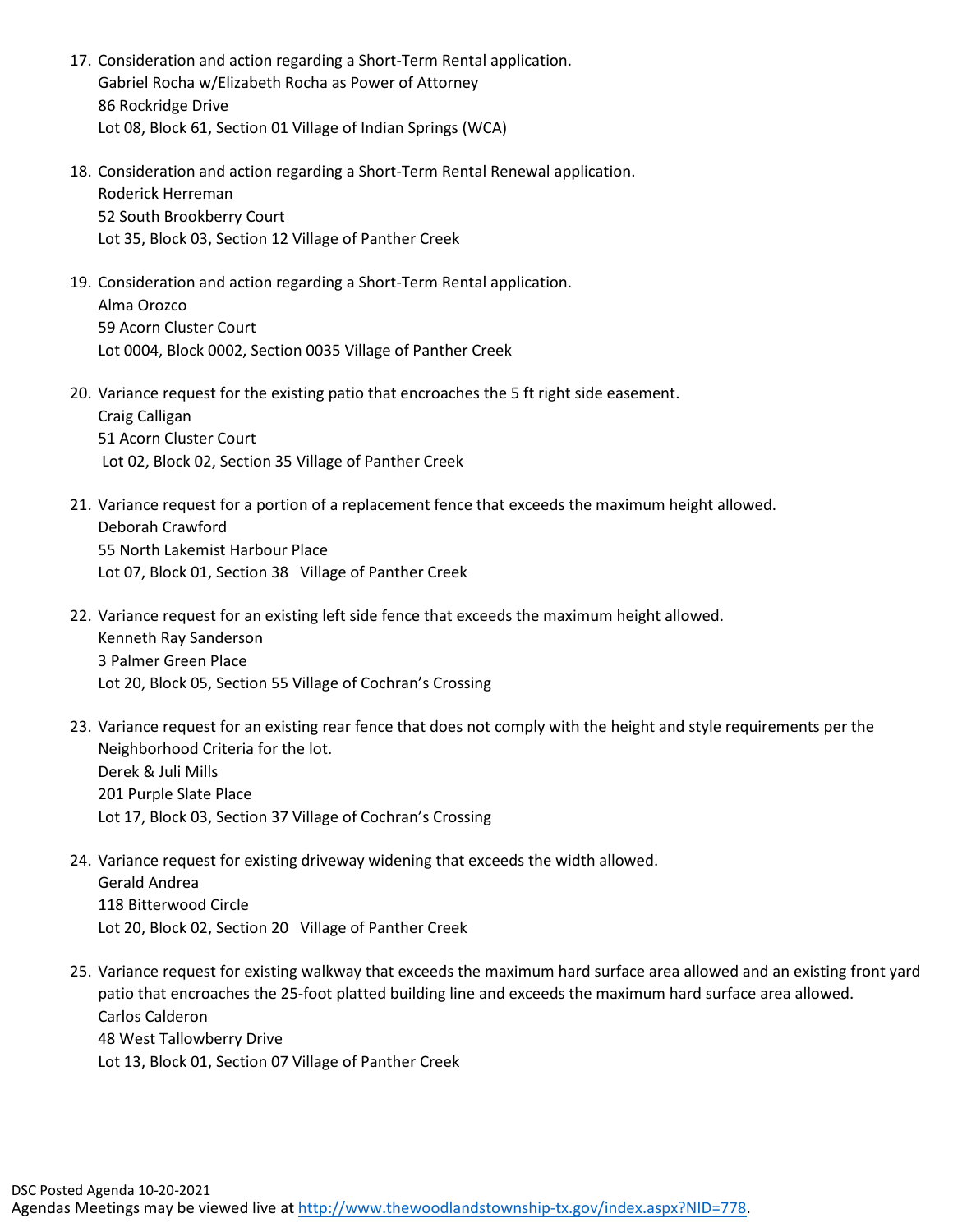17. Consideration and action regarding a Short-Term Rental application.
    Gabriel Rocha w/Elizabeth Rocha as Power of Attorney
    86 Rockridge Drive
    Lot 08, Block 61, Section 01 Village of Indian Springs (WCA)

18. Consideration and action regarding a Short-Term Rental Renewal application.
    Roderick Herreman
    52 South Brookberry Court
    Lot 35, Block 03, Section 12 Village of Panther Creek

19. Consideration and action regarding a Short-Term Rental application.
    Alma Orozco
    59 Acorn Cluster Court
    Lot 0004, Block 0002, Section 0035 Village of Panther Creek

20. Variance request for the existing patio that encroaches the 5 ft right side easement.
    Craig Calligan
    51 Acorn Cluster Court
    Lot 02, Block 02, Section 35 Village of Panther Creek

21. Variance request for a portion of a replacement fence that exceeds the maximum height allowed.
    Deborah Crawford
    55 North Lakemist Harbour Place
    Lot 07, Block 01, Section 38 Village of Panther Creek

22. Variance request for an existing left side fence that exceeds the maximum height allowed.
    Kenneth Ray Sanderson
    3 Palmer Green Place
    Lot 20, Block 05, Section 55 Village of Cochran's Crossing

23. Variance request for an existing rear fence that does not comply with the height and style requirements per the Neighborhood Criteria for the lot.
    Derek & Juli Mills
    201 Purple Slate Place
    Lot 17, Block 03, Section 37 Village of Cochran's Crossing

24. Variance request for existing driveway widening that exceeds the width allowed.
    Gerald Andrea
    118 Bitterwood Circle
    Lot 20, Block 02, Section 20 Village of Panther Creek

25. Variance request for existing walkway that exceeds the maximum hard surface area allowed and an existing front yard patio that encroaches the 25-foot platted building line and exceeds the maximum hard surface area allowed.
    Carlos Calderon
    48 West Tallowberry Drive
    Lot 13, Block 01, Section 07 Village of Panther Creek

DSC Posted Agenda 10-20-2021
Agendas Meetings may be viewed live at http://www.thewoodlandstownship-tx.gov/index.aspx?NID=778.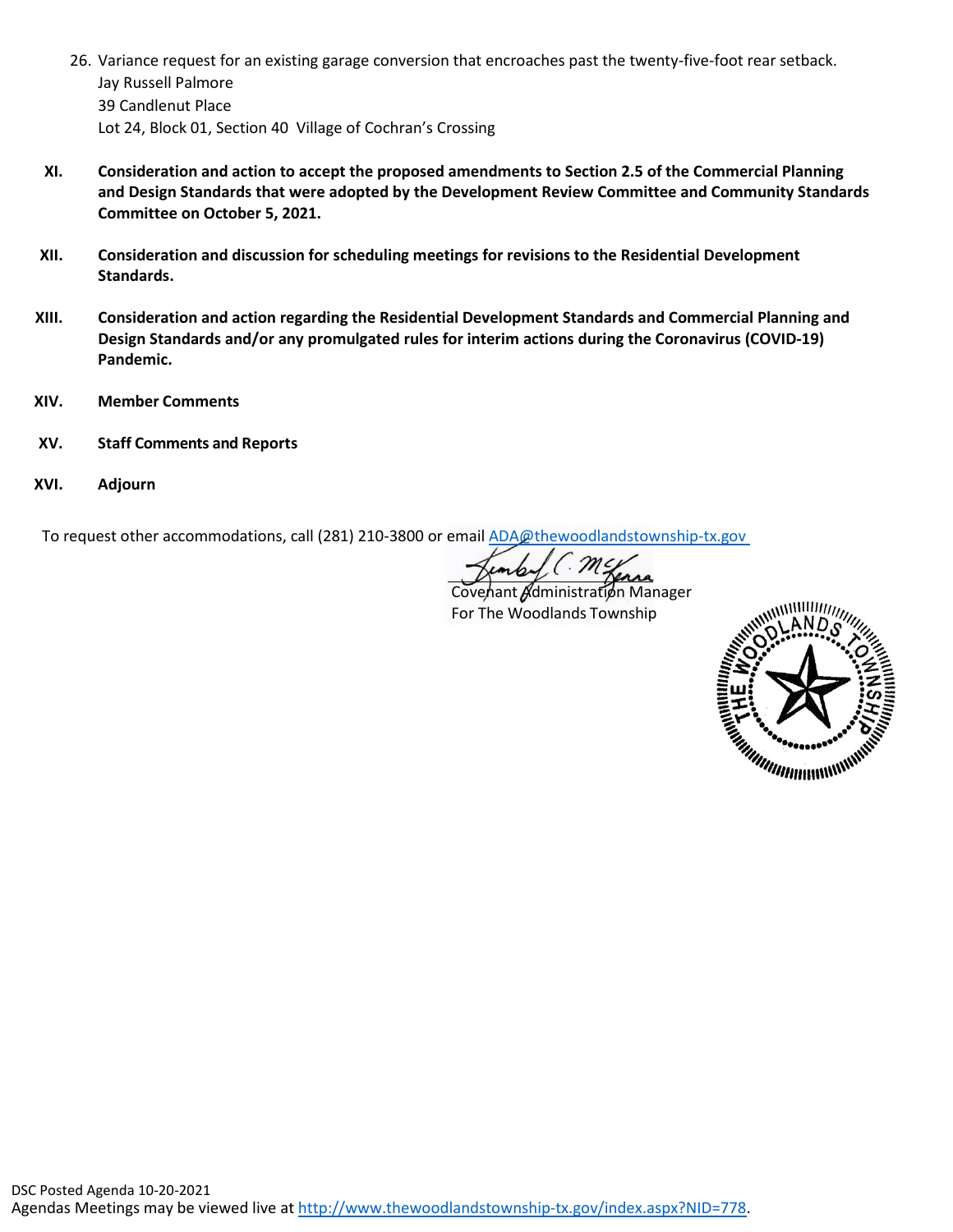26. Variance request for an existing garage conversion that encroaches past the twenty-five-foot rear setback.
    Jay Russell Palmore
    39 Candlenut Place
    Lot 24, Block 01, Section 40 Village of Cochran's Crossing

**XI. Consideration and action to accept the proposed amendments to Section 2.5 of the Commercial Planning and Design Standards that were adopted by the Development Review Committee and Community Standards Committee on October 5, 2021.**

**XII. Consideration and discussion for scheduling meetings for revisions to the Residential Development Standards.**

**XIII. Consideration and action regarding the Residential Development Standards and Commercial Planning and Design Standards and/or any promulgated rules for interim actions during the Coronavirus (COVID-19) Pandemic.**

**XIV. Member Comments**

**XV. Staff Comments and Reports**

**XVI. Adjourn**

To request other accommodations, call (281) 210-3800 or email ADA@thewoodlandstownship-tx.gov

Covenant Administration Manager
For The Woodlands Township

DSC Posted Agenda 10-20-2021
Agendas Meetings may be viewed live at http://www.thewoodlandstownship-tx.gov/index.aspx?NID=778.